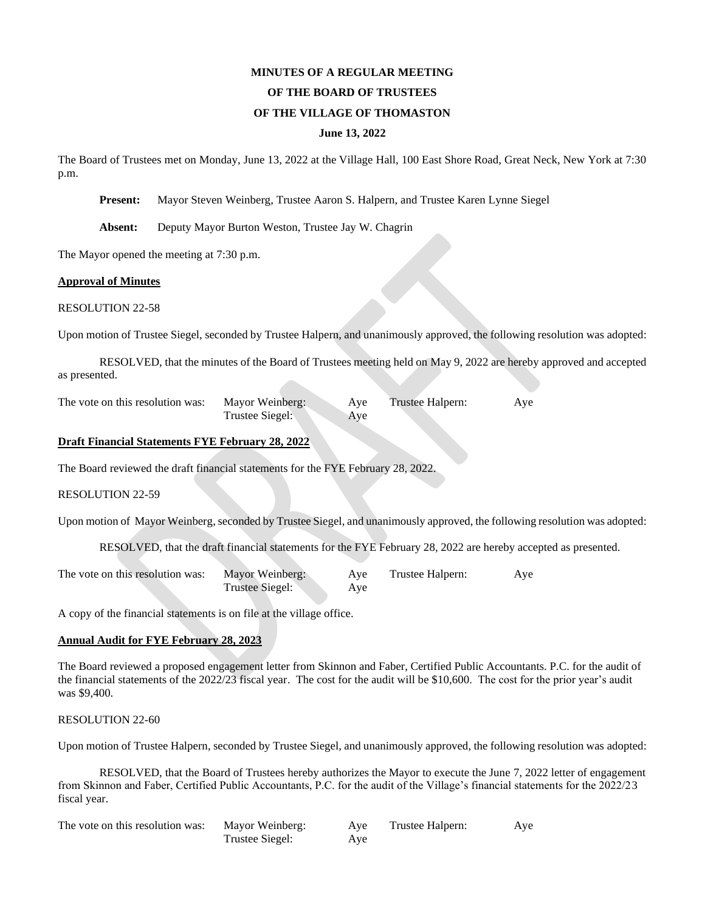**MINUTES OF A REGULAR MEETING**

**OF THE BOARD OF TRUSTEES**

**OF THE VILLAGE OF THOMASTON**

**June 13, 2022**

The Board of Trustees met on Monday, June 13, 2022 at the Village Hall, 100 East Shore Road, Great Neck, New York at 7:30 p.m.

**Present:** Mayor Steven Weinberg, Trustee Aaron S. Halpern, and Trustee Karen Lynne Siegel

**Absent:** Deputy Mayor Burton Weston, Trustee Jay W. Chagrin

The Mayor opened the meeting at 7:30 p.m.

**Approval of Minutes**

RESOLUTION 22-58

Upon motion of Trustee Siegel, seconded by Trustee Halpern, and unanimously approved, the following resolution was adopted:

RESOLVED, that the minutes of the Board of Trustees meeting held on May 9, 2022 are hereby approved and accepted as presented.

| The vote on this resolution was: | Mayor Weinberg: | Aye | Trustee Halpern: | Aye |
|---|---|---|---|---|
| | Trustee Siegel: | Aye | | |

**Draft Financial Statements FYE February 28, 2022**

The Board reviewed the draft financial statements for the FYE February 28, 2022.

RESOLUTION 22-59

Upon motion of Mayor Weinberg, seconded by Trustee Siegel, and unanimously approved, the following resolution was adopted:

RESOLVED, that the draft financial statements for the FYE February 28, 2022 are hereby accepted as presented.

| The vote on this resolution was: | Mayor Weinberg: | Aye | Trustee Halpern: | Aye |
|---|---|---|---|---|
| | Trustee Siegel: | Aye | | |

A copy of the financial statements is on file at the village office.

**Annual Audit for FYE February 28, 2023**

The Board reviewed a proposed engagement letter from Skinnon and Faber, Certified Public Accountants. P.C. for the audit of the financial statements of the 2022/23 fiscal year. The cost for the audit will be $10,600. The cost for the prior year's audit was $9,400.

RESOLUTION 22-60

Upon motion of Trustee Halpern, seconded by Trustee Siegel, and unanimously approved, the following resolution was adopted:

RESOLVED, that the Board of Trustees hereby authorizes the Mayor to execute the June 7, 2022 letter of engagement from Skinnon and Faber, Certified Public Accountants, P.C. for the audit of the Village's financial statements for the 2022/23 fiscal year.

| The vote on this resolution was: | Mayor Weinberg: | Aye | Trustee Halpern: | Aye |
|---|---|---|---|---|
| | Trustee Siegel: | Aye | | |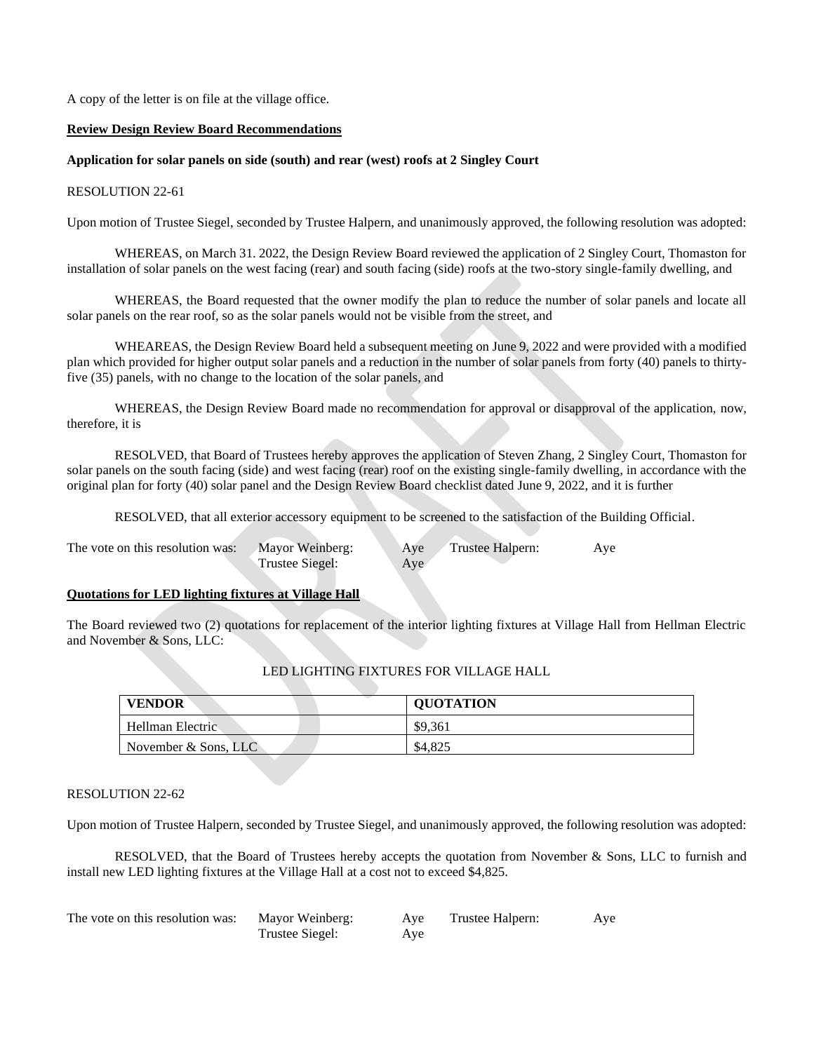A copy of the letter is on file at the village office.

**Review Design Review Board Recommendations**

**Application for solar panels on side (south) and rear (west) roofs at 2 Singley Court**

RESOLUTION 22-61

Upon motion of Trustee Siegel, seconded by Trustee Halpern, and unanimously approved, the following resolution was adopted:

WHEREAS, on March 31. 2022, the Design Review Board reviewed the application of 2 Singley Court, Thomaston for installation of solar panels on the west facing (rear) and south facing (side) roofs at the two-story single-family dwelling, and

WHEREAS, the Board requested that the owner modify the plan to reduce the number of solar panels and locate all solar panels on the rear roof, so as the solar panels would not be visible from the street, and

WHEAREAS, the Design Review Board held a subsequent meeting on June 9, 2022 and were provided with a modified plan which provided for higher output solar panels and a reduction in the number of solar panels from forty (40) panels to thirty-five (35) panels, with no change to the location of the solar panels, and

WHEREAS, the Design Review Board made no recommendation for approval or disapproval of the application, now, therefore, it is

RESOLVED, that Board of Trustees hereby approves the application of Steven Zhang, 2 Singley Court, Thomaston for solar panels on the south facing (side) and west facing (rear) roof on the existing single-family dwelling, in accordance with the original plan for forty (40) solar panel and the Design Review Board checklist dated June 9, 2022, and it is further

RESOLVED, that all exterior accessory equipment to be screened to the satisfaction of the Building Official.

| The vote on this resolution was: | Mayor Weinberg: | Aye | Trustee Halpern: | Aye |
|---|---|---|---|---|
| | Trustee Siegel: | Aye | | |

**Quotations for LED lighting fixtures at Village Hall**

The Board reviewed two (2) quotations for replacement of the interior lighting fixtures at Village Hall from Hellman Electric and November & Sons, LLC:

LED LIGHTING FIXTURES FOR VILLAGE HALL

| VENDOR | QUOTATION |
|---|---|
| Hellman Electric | $9,361 |
| November & Sons, LLC | $4,825 |

RESOLUTION 22-62

Upon motion of Trustee Halpern, seconded by Trustee Siegel, and unanimously approved, the following resolution was adopted:

RESOLVED, that the Board of Trustees hereby accepts the quotation from November & Sons, LLC to furnish and install new LED lighting fixtures at the Village Hall at a cost not to exceed $4,825.

| The vote on this resolution was: | Mayor Weinberg: | Aye | Trustee Halpern: | Aye |
|---|---|---|---|---|
| | Trustee Siegel: | Aye | | |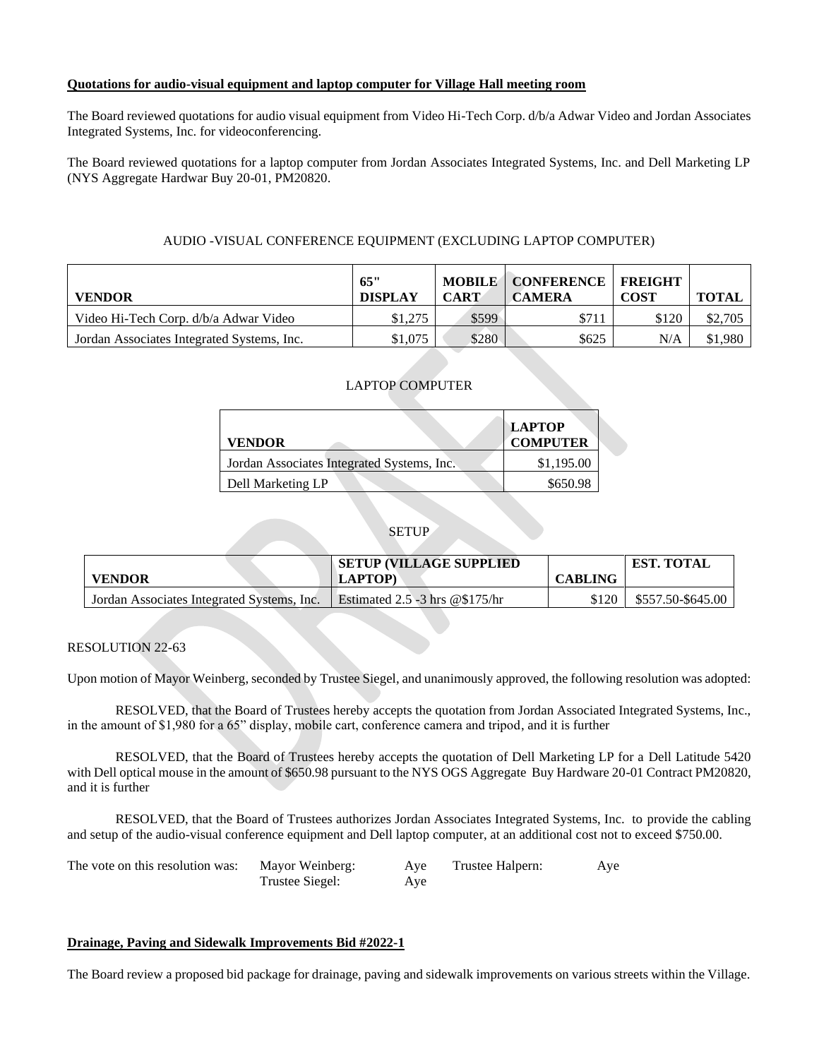**Quotations for audio-visual equipment and laptop computer for Village Hall meeting room**

The Board reviewed quotations for audio visual equipment from Video Hi-Tech Corp. d/b/a Adwar Video and Jordan Associates Integrated Systems, Inc. for videoconferencing.

The Board reviewed quotations for a laptop computer from Jordan Associates Integrated Systems, Inc. and Dell Marketing LP (NYS Aggregate Hardwar Buy 20-01, PM20820.

AUDIO -VISUAL CONFERENCE EQUIPMENT (EXCLUDING LAPTOP COMPUTER)

| VENDOR | 65" DISPLAY | MOBILE CART | CONFERENCE CAMERA | FREIGHT COST | TOTAL |
|---|---|---|---|---|---|
| Video Hi-Tech Corp. d/b/a Adwar Video | $1,275 | $599 | $711 | $120 | $2,705 |
| Jordan Associates Integrated Systems, Inc. | $1,075 | $280 | $625 | N/A | $1,980 |

LAPTOP COMPUTER

| VENDOR | LAPTOP COMPUTER |
|---|---|
| Jordan Associates Integrated Systems, Inc. | $1,195.00 |
| Dell Marketing LP | $650.98 |

SETUP

| VENDOR | SETUP (VILLAGE SUPPLIED LAPTOP) | CABLING | EST. TOTAL |
|---|---|---|---|
| Jordan Associates Integrated Systems, Inc. | Estimated 2.5 -3 hrs @$175/hr | $120 | $557.50-$645.00 |

RESOLUTION 22-63

Upon motion of Mayor Weinberg, seconded by Trustee Siegel, and unanimously approved, the following resolution was adopted:

RESOLVED, that the Board of Trustees hereby accepts the quotation from Jordan Associated Integrated Systems, Inc., in the amount of $1,980 for a 65" display, mobile cart, conference camera and tripod, and it is further

RESOLVED, that the Board of Trustees hereby accepts the quotation of Dell Marketing LP for a Dell Latitude 5420 with Dell optical mouse in the amount of $650.98 pursuant to the NYS OGS Aggregate Buy Hardware 20-01 Contract PM20820, and it is further

RESOLVED, that the Board of Trustees authorizes Jordan Associates Integrated Systems, Inc. to provide the cabling and setup of the audio-visual conference equipment and Dell laptop computer, at an additional cost not to exceed $750.00.

| The vote on this resolution was: | Mayor Weinberg: | Aye | Trustee Halpern: | Aye |
|---|---|---|---|---|
| | Trustee Siegel: | Aye | | |

**Drainage, Paving and Sidewalk Improvements Bid #2022-1**

The Board review a proposed bid package for drainage, paving and sidewalk improvements on various streets within the Village.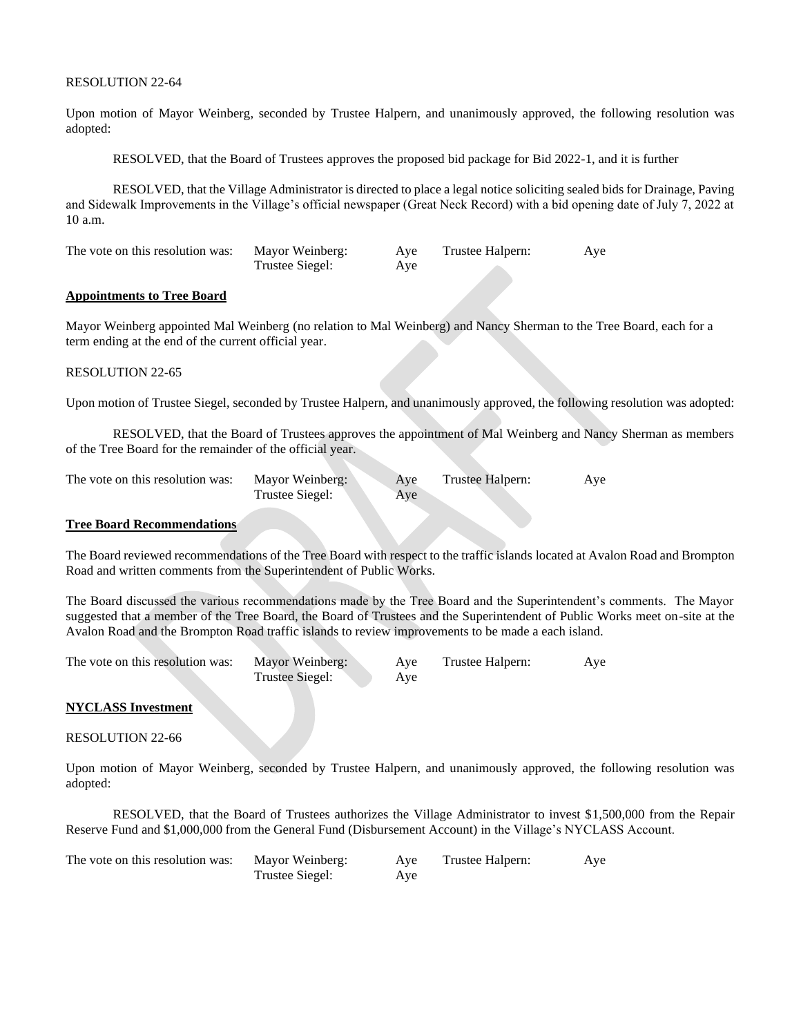RESOLUTION 22-64

Upon motion of Mayor Weinberg, seconded by Trustee Halpern, and unanimously approved, the following resolution was adopted:

RESOLVED, that the Board of Trustees approves the proposed bid package for Bid 2022-1, and it is further

RESOLVED, that the Village Administrator is directed to place a legal notice soliciting sealed bids for Drainage, Paving and Sidewalk Improvements in the Village's official newspaper (Great Neck Record) with a bid opening date of July 7, 2022 at 10 a.m.

| The vote on this resolution was: | Mayor Weinberg: | Aye | Trustee Halpern: | Aye |
|---|---|---|---|---|
| | Trustee Siegel: | Aye | | |

**Appointments to Tree Board**

Mayor Weinberg appointed Mal Weinberg (no relation to Mal Weinberg) and Nancy Sherman to the Tree Board, each for a term ending at the end of the current official year.

RESOLUTION 22-65

Upon motion of Trustee Siegel, seconded by Trustee Halpern, and unanimously approved, the following resolution was adopted:

RESOLVED, that the Board of Trustees approves the appointment of Mal Weinberg and Nancy Sherman as members of the Tree Board for the remainder of the official year.

| The vote on this resolution was: | Mayor Weinberg: | Aye | Trustee Halpern: | Aye |
|---|---|---|---|---|
| | Trustee Siegel: | Aye | | |

**Tree Board Recommendations**

The Board reviewed recommendations of the Tree Board with respect to the traffic islands located at Avalon Road and Brompton Road and written comments from the Superintendent of Public Works.

The Board discussed the various recommendations made by the Tree Board and the Superintendent's comments. The Mayor suggested that a member of the Tree Board, the Board of Trustees and the Superintendent of Public Works meet on-site at the Avalon Road and the Brompton Road traffic islands to review improvements to be made a each island.

| The vote on this resolution was: | Mayor Weinberg: | Aye | Trustee Halpern: | Aye |
|---|---|---|---|---|
| | Trustee Siegel: | Aye | | |

**NYCLASS Investment**

RESOLUTION 22-66

Upon motion of Mayor Weinberg, seconded by Trustee Halpern, and unanimously approved, the following resolution was adopted:

RESOLVED, that the Board of Trustees authorizes the Village Administrator to invest $1,500,000 from the Repair Reserve Fund and $1,000,000 from the General Fund (Disbursement Account) in the Village's NYCLASS Account.

| The vote on this resolution was: | Mayor Weinberg: | Aye | Trustee Halpern: | Aye |
|---|---|---|---|---|
| | Trustee Siegel: | Aye | | |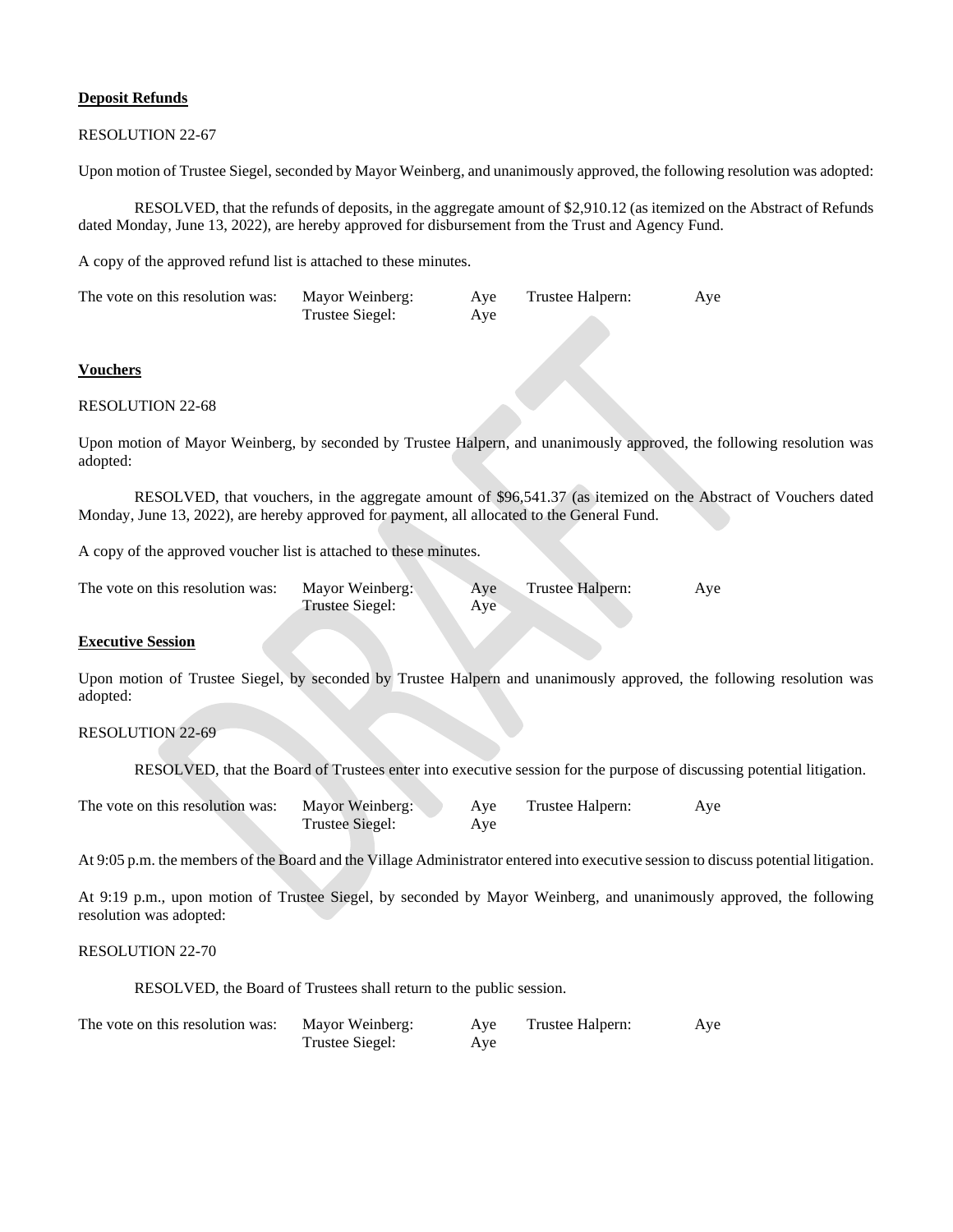**Deposit Refunds**

RESOLUTION 22-67

Upon motion of Trustee Siegel, seconded by Mayor Weinberg, and unanimously approved, the following resolution was adopted:

RESOLVED, that the refunds of deposits, in the aggregate amount of $2,910.12 (as itemized on the Abstract of Refunds dated Monday, June 13, 2022), are hereby approved for disbursement from the Trust and Agency Fund.

A copy of the approved refund list is attached to these minutes.

| The vote on this resolution was: | Mayor Weinberg: | Aye | Trustee Halpern: | Aye |
|---|---|---|---|---|
| | Trustee Siegel: | Aye | | |

**Vouchers**

RESOLUTION 22-68

Upon motion of Mayor Weinberg, by seconded by Trustee Halpern, and unanimously approved, the following resolution was adopted:

RESOLVED, that vouchers, in the aggregate amount of $96,541.37 (as itemized on the Abstract of Vouchers dated Monday, June 13, 2022), are hereby approved for payment, all allocated to the General Fund.

A copy of the approved voucher list is attached to these minutes.

| The vote on this resolution was: | Mayor Weinberg: | Aye | Trustee Halpern: | Aye |
|---|---|---|---|---|
| | Trustee Siegel: | Aye | | |

**Executive Session**

Upon motion of Trustee Siegel, by seconded by Trustee Halpern and unanimously approved, the following resolution was adopted:

RESOLUTION 22-69

RESOLVED, that the Board of Trustees enter into executive session for the purpose of discussing potential litigation.

| The vote on this resolution was: | Mayor Weinberg: | Aye | Trustee Halpern: | Aye |
|---|---|---|---|---|
| | Trustee Siegel: | Aye | | |

At 9:05 p.m. the members of the Board and the Village Administrator entered into executive session to discuss potential litigation.

At 9:19 p.m., upon motion of Trustee Siegel, by seconded by Mayor Weinberg, and unanimously approved, the following resolution was adopted:

RESOLUTION 22-70

RESOLVED, the Board of Trustees shall return to the public session.

| The vote on this resolution was: | Mayor Weinberg: | Aye | Trustee Halpern: | Aye |
|---|---|---|---|---|
| | Trustee Siegel: | Aye | | |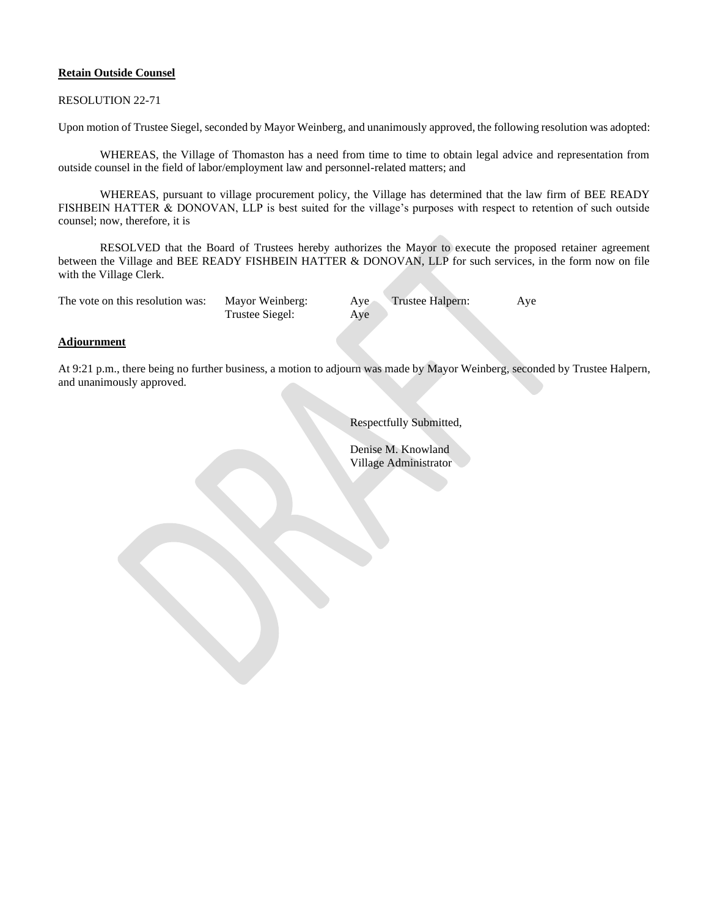**Retain Outside Counsel**

RESOLUTION 22-71

Upon motion of Trustee Siegel, seconded by Mayor Weinberg, and unanimously approved, the following resolution was adopted:

WHEREAS, the Village of Thomaston has a need from time to time to obtain legal advice and representation from outside counsel in the field of labor/employment law and personnel-related matters; and

WHEREAS, pursuant to village procurement policy, the Village has determined that the law firm of BEE READY FISHBEIN HATTER & DONOVAN, LLP is best suited for the village's purposes with respect to retention of such outside counsel; now, therefore, it is

RESOLVED that the Board of Trustees hereby authorizes the Mayor to execute the proposed retainer agreement between the Village and BEE READY FISHBEIN HATTER & DONOVAN, LLP for such services, in the form now on file with the Village Clerk.

| The vote on this resolution was: | Mayor Weinberg: | Aye | Trustee Halpern: | Aye |
|---|---|---|---|---|
| | Trustee Siegel: | Aye | | |

**Adjournment**

At 9:21 p.m., there being no further business, a motion to adjourn was made by Mayor Weinberg, seconded by Trustee Halpern, and unanimously approved.

Respectfully Submitted,

Denise M. Knowland
Village Administrator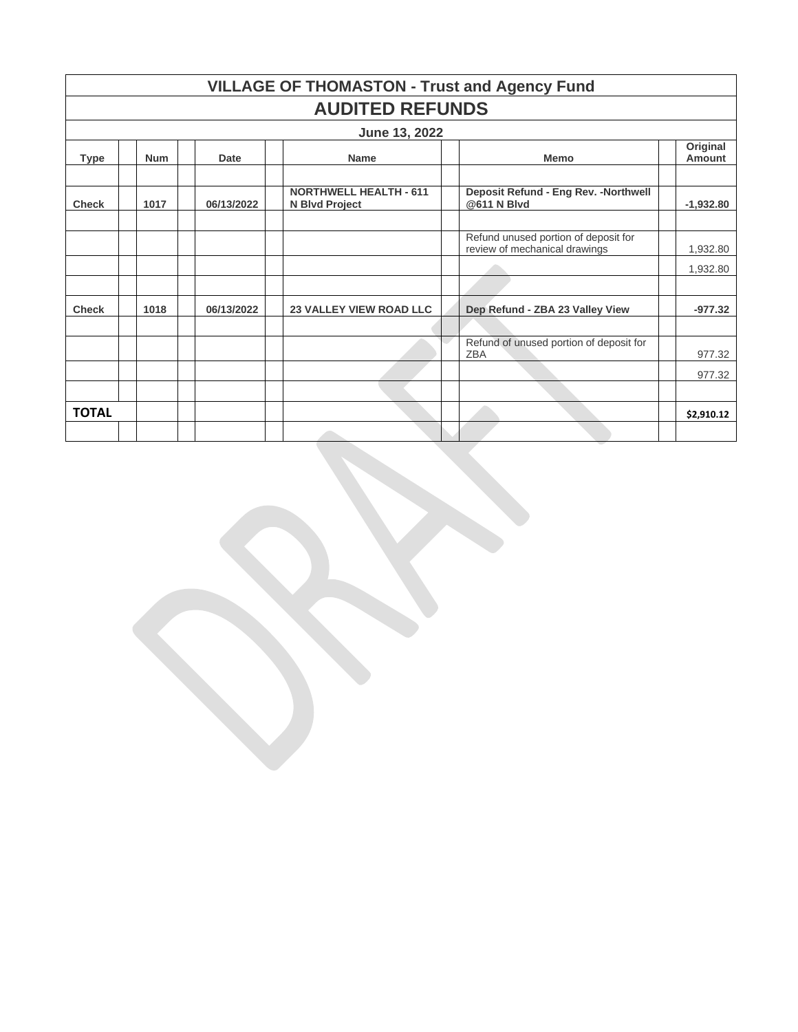# VILLAGE OF THOMASTON - Trust and Agency Fund

## AUDITED REFUNDS

### June 13, 2022

| Type | Num | Date | Name | Memo | Original Amount |
|---|---|---|---|---|---|
| | | | | | |
| **Check** | **1017** | **06/13/2022** | **NORTHWELL HEALTH - 611 N Blvd Project** | **Deposit Refund - Eng Rev. -Northwell @611 N Blvd** | **-1,932.80** |
| | | | | | |
| | | | | Refund unused portion of deposit for review of mechanical drawings | 1,932.80 |
| | | | | | 1,932.80 |
| | | | | | |
| **Check** | **1018** | **06/13/2022** | **23 VALLEY VIEW ROAD LLC** | **Dep Refund - ZBA 23 Valley View** | **-977.32** |
| | | | | | |
| | | | | Refund of unused portion of deposit for ZBA | 977.32 |
| | | | | | 977.32 |
| | | | | | |
| **TOTAL** | | | | | **$2,910.12** |
| | | | | | |

DRAFT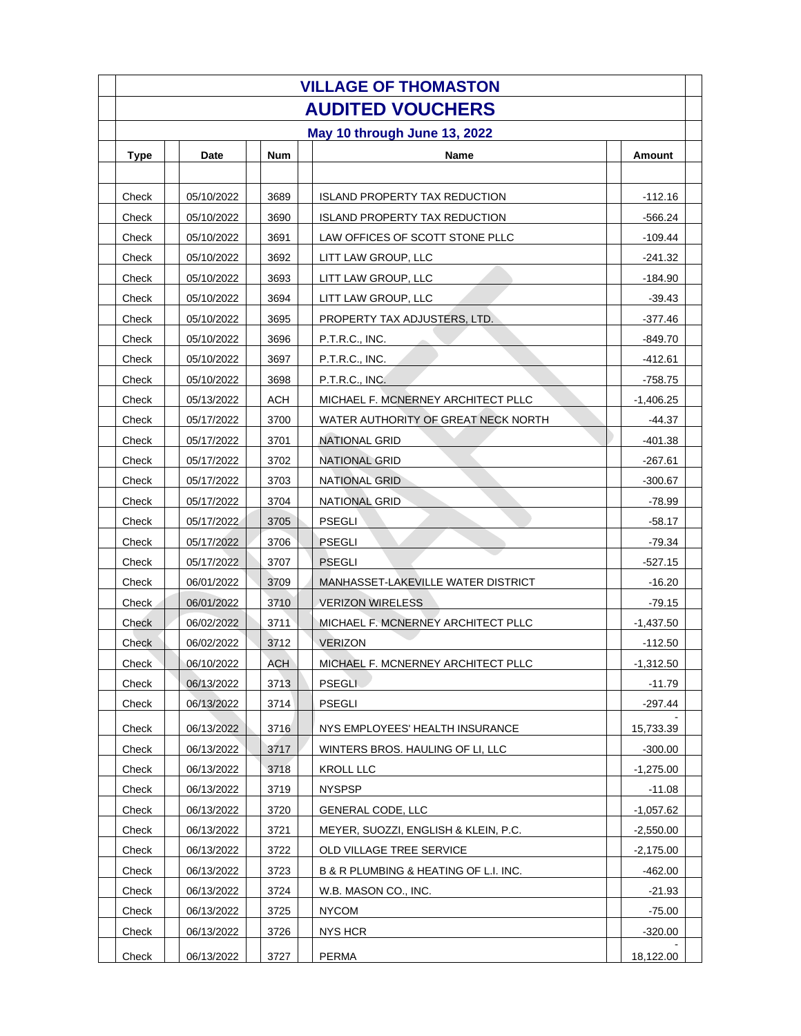# VILLAGE OF THOMASTON

## AUDITED VOUCHERS

### May 10 through June 13, 2022

| Type | Date | Num | Name | Amount |
|---|---|---|---|---|
| Check | 05/10/2022 | 3689 | ISLAND PROPERTY TAX REDUCTION | -112.16 |
| Check | 05/10/2022 | 3690 | ISLAND PROPERTY TAX REDUCTION | -566.24 |
| Check | 05/10/2022 | 3691 | LAW OFFICES OF SCOTT STONE PLLC | -109.44 |
| Check | 05/10/2022 | 3692 | LITT LAW GROUP, LLC | -241.32 |
| Check | 05/10/2022 | 3693 | LITT LAW GROUP, LLC | -184.90 |
| Check | 05/10/2022 | 3694 | LITT LAW GROUP, LLC | -39.43 |
| Check | 05/10/2022 | 3695 | PROPERTY TAX ADJUSTERS, LTD. | -377.46 |
| Check | 05/10/2022 | 3696 | P.T.R.C., INC. | -849.70 |
| Check | 05/10/2022 | 3697 | P.T.R.C., INC. | -412.61 |
| Check | 05/10/2022 | 3698 | P.T.R.C., INC. | -758.75 |
| Check | 05/13/2022 | ACH | MICHAEL F. MCNERNEY ARCHITECT PLLC | -1,406.25 |
| Check | 05/17/2022 | 3700 | WATER AUTHORITY OF GREAT NECK NORTH | -44.37 |
| Check | 05/17/2022 | 3701 | NATIONAL GRID | -401.38 |
| Check | 05/17/2022 | 3702 | NATIONAL GRID | -267.61 |
| Check | 05/17/2022 | 3703 | NATIONAL GRID | -300.67 |
| Check | 05/17/2022 | 3704 | NATIONAL GRID | -78.99 |
| Check | 05/17/2022 | 3705 | PSEGLI | -58.17 |
| Check | 05/17/2022 | 3706 | PSEGLI | -79.34 |
| Check | 05/17/2022 | 3707 | PSEGLI | -527.15 |
| Check | 06/01/2022 | 3709 | MANHASSET-LAKEVILLE WATER DISTRICT | -16.20 |
| Check | 06/01/2022 | 3710 | VERIZON WIRELESS | -79.15 |
| Check | 06/02/2022 | 3711 | MICHAEL F. MCNERNEY ARCHITECT PLLC | -1,437.50 |
| Check | 06/02/2022 | 3712 | VERIZON | -112.50 |
| Check | 06/10/2022 | ACH | MICHAEL F. MCNERNEY ARCHITECT PLLC | -1,312.50 |
| Check | 06/13/2022 | 3713 | PSEGLI | -11.79 |
| Check | 06/13/2022 | 3714 | PSEGLI | -297.44 |
| Check | 06/13/2022 | 3716 | NYS EMPLOYEES' HEALTH INSURANCE | -15,733.39 |
| Check | 06/13/2022 | 3717 | WINTERS BROS. HAULING OF LI, LLC | -300.00 |
| Check | 06/13/2022 | 3718 | KROLL LLC | -1,275.00 |
| Check | 06/13/2022 | 3719 | NYSPSP | -11.08 |
| Check | 06/13/2022 | 3720 | GENERAL CODE, LLC | -1,057.62 |
| Check | 06/13/2022 | 3721 | MEYER, SUOZZI, ENGLISH & KLEIN, P.C. | -2,550.00 |
| Check | 06/13/2022 | 3722 | OLD VILLAGE TREE SERVICE | -2,175.00 |
| Check | 06/13/2022 | 3723 | B & R PLUMBING & HEATING OF L.I. INC. | -462.00 |
| Check | 06/13/2022 | 3724 | W.B. MASON CO., INC. | -21.93 |
| Check | 06/13/2022 | 3725 | NYCOM | -75.00 |
| Check | 06/13/2022 | 3726 | NYS HCR | -320.00 |
| Check | 06/13/2022 | 3727 | PERMA | -18,122.00 |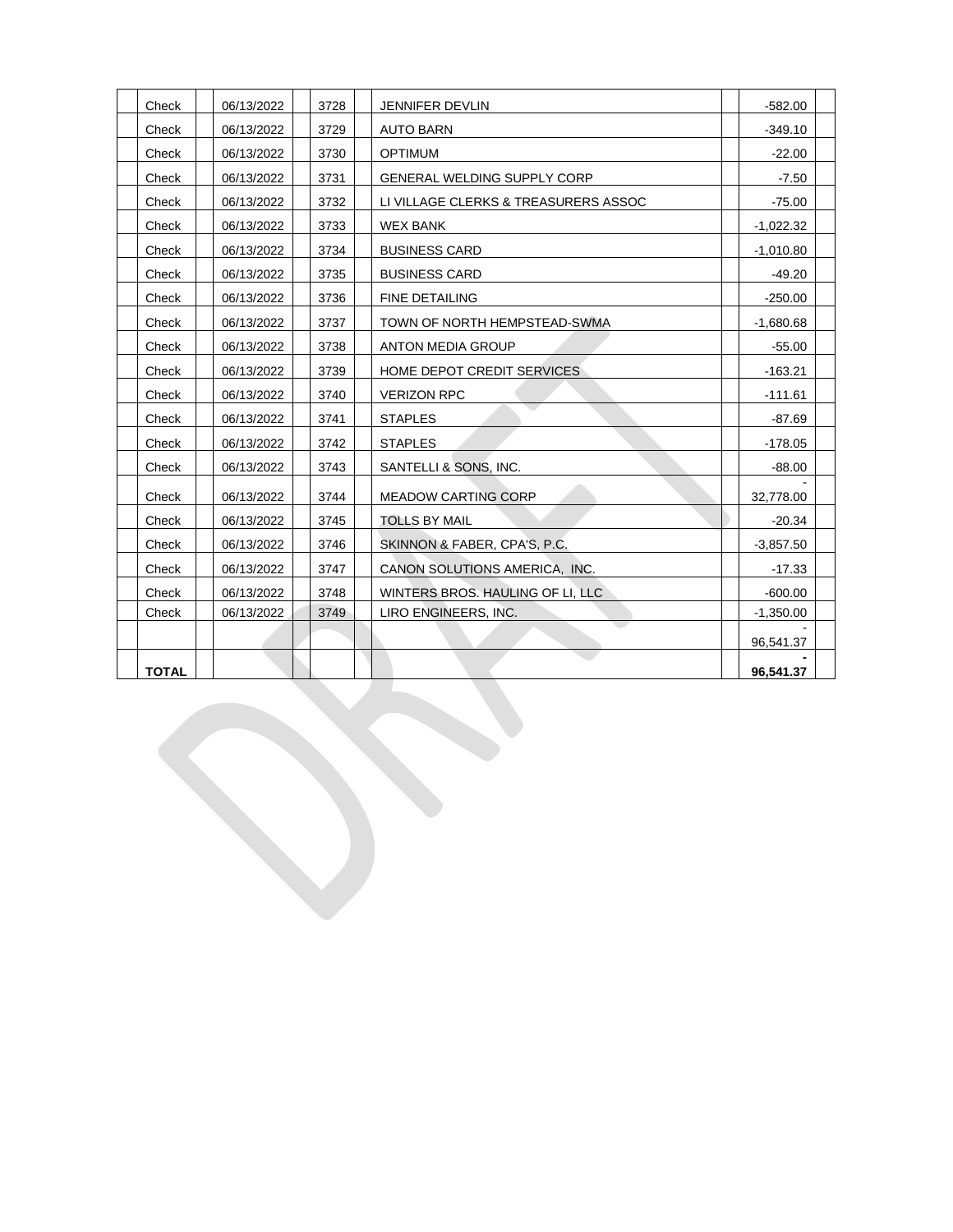| | | | | |
|---|---|---|---|---|
| Check | 06/13/2022 | 3728 | JENNIFER DEVLIN | -582.00 |
| Check | 06/13/2022 | 3729 | AUTO BARN | -349.10 |
| Check | 06/13/2022 | 3730 | OPTIMUM | -22.00 |
| Check | 06/13/2022 | 3731 | GENERAL WELDING SUPPLY CORP | -7.50 |
| Check | 06/13/2022 | 3732 | LI VILLAGE CLERKS & TREASURERS ASSOC | -75.00 |
| Check | 06/13/2022 | 3733 | WEX BANK | -1,022.32 |
| Check | 06/13/2022 | 3734 | BUSINESS CARD | -1,010.80 |
| Check | 06/13/2022 | 3735 | BUSINESS CARD | -49.20 |
| Check | 06/13/2022 | 3736 | FINE DETAILING | -250.00 |
| Check | 06/13/2022 | 3737 | TOWN OF NORTH HEMPSTEAD-SWMA | -1,680.68 |
| Check | 06/13/2022 | 3738 | ANTON MEDIA GROUP | -55.00 |
| Check | 06/13/2022 | 3739 | HOME DEPOT CREDIT SERVICES | -163.21 |
| Check | 06/13/2022 | 3740 | VERIZON RPC | -111.61 |
| Check | 06/13/2022 | 3741 | STAPLES | -87.69 |
| Check | 06/13/2022 | 3742 | STAPLES | -178.05 |
| Check | 06/13/2022 | 3743 | SANTELLI & SONS, INC. | -88.00 |
| Check | 06/13/2022 | 3744 | MEADOW CARTING CORP | -32,778.00 |
| Check | 06/13/2022 | 3745 | TOLLS BY MAIL | -20.34 |
| Check | 06/13/2022 | 3746 | SKINNON & FABER, CPA'S, P.C. | -3,857.50 |
| Check | 06/13/2022 | 3747 | CANON SOLUTIONS AMERICA, INC. | -17.33 |
| Check | 06/13/2022 | 3748 | WINTERS BROS. HAULING OF LI, LLC | -600.00 |
| Check | 06/13/2022 | 3749 | LIRO ENGINEERS, INC. | -1,350.00 |
| | | | | -96,541.37 |
| **TOTAL** | | | | **-96,541.37** |